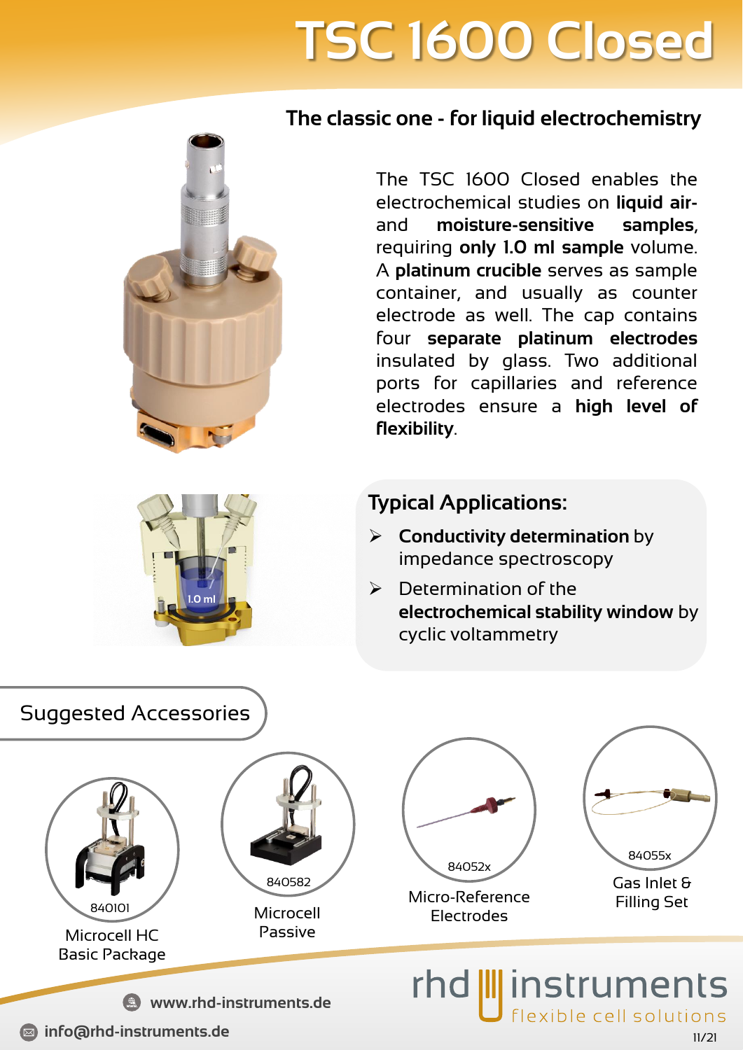# TSC 1600 Closed

## The classic one - for liquid electrochemistry

The TSC 1600 Closed enables the electrochemical studies on **liquid air- and moisture-sensitive samples**, requiring **only 1.0 ml sample** volume. A **platinum crucible** serves as sample container, and usually as counter electrode as well. The cap contains four **separate platinum electrodes** insulated by glass. Two additional ports for capillaries and reference electrodes ensure a **high level of flexibility**.

1.0 ml

## Typical Applications:

- **Conductivity determination** by impedance spectroscopy
- Determination of the **electrochemical stability window** by cyclic voltammetry

## Suggested Accessories

- 840101 – Microcell HC Basic Package
- 840582 – Microcell Passive
- 84052x – Micro-Reference Electrodes
- 84055x – Gas Inlet & Filling Set

www.rhd-instruments.de

info@rhd-instruments.de

rhd instruments – flexible cell solutions

11/21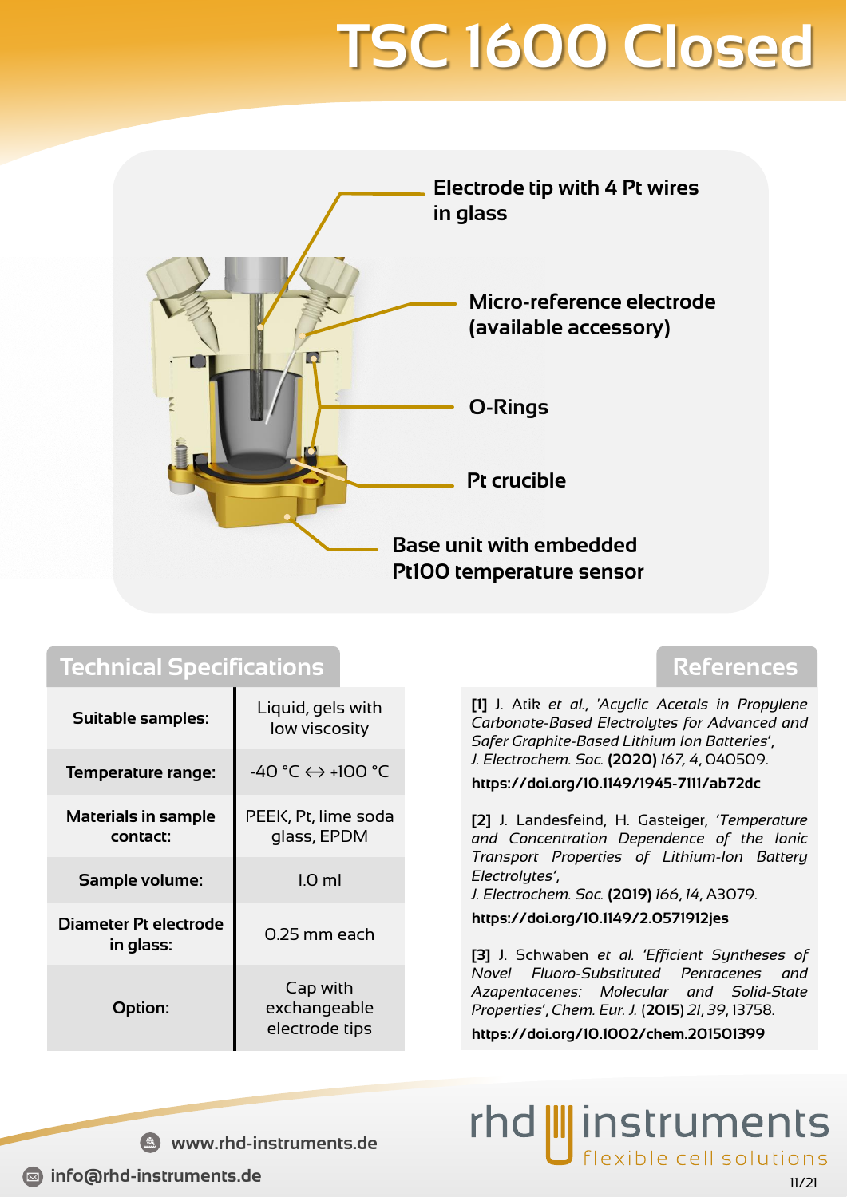# TSC 1600 Closed

Electrode tip with 4 Pt wires in glass

Micro-reference electrode (available accessory)

O-Rings

Pt crucible

Base unit with embedded Pt100 temperature sensor

## Technical Specifications

| | |
|---|---|
| **Suitable samples:** | Liquid, gels with low viscosity |
| **Temperature range:** | -40 °C ↔ +100 °C |
| **Materials in sample contact:** | PEEK, Pt, lime soda glass, EPDM |
| **Sample volume:** | 1.0 ml |
| **Diameter Pt electrode in glass:** | 0.25 mm each |
| **Option:** | Cap with exchangeable electrode tips |

## References

**[1]** J. Atik *et al.*, *'Acyclic Acetals in Propylene Carbonate-Based Electrolytes for Advanced and Safer Graphite-Based Lithium Ion Batteries'*, *J. Electrochem. Soc.* **(2020)** *167*, 4, 040509.
**https://doi.org/10.1149/1945-7111/ab72dc**

**[2]** J. Landesfeind, H. Gasteiger, *'Temperature and Concentration Dependence of the Ionic Transport Properties of Lithium-Ion Battery Electrolytes'*, *J. Electrochem. Soc.* **(2019)** *166*, 14, A3079.
**https://doi.org/10.1149/2.0571912jes**

**[3]** J. Schwaben *et al.* *'Efficient Syntheses of Novel Fluoro-Substituted Pentacenes and Azapentacenes: Molecular and Solid-State Properties'*, *Chem. Eur. J.* **(2015)** *21*, *39*, 13758.
**https://doi.org/10.1002/chem.201501399**

www.rhd-instruments.de

info@rhd-instruments.de

rhd instruments
flexible cell solutions

11/21